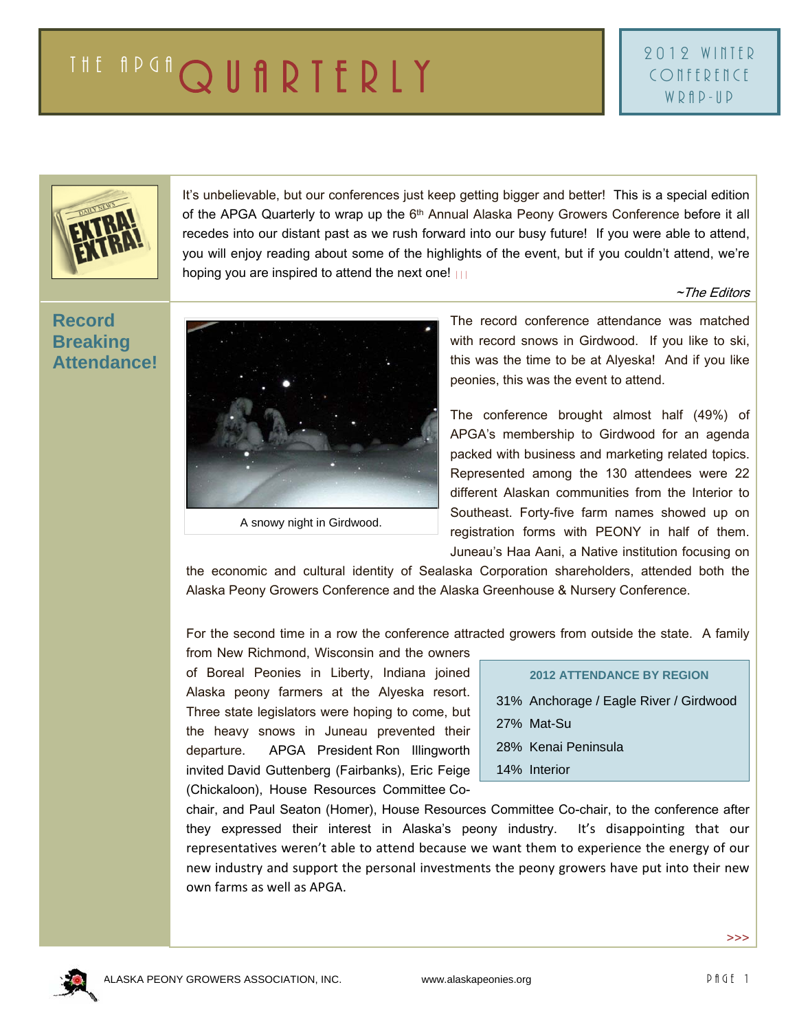# THE APGA QUARTERLY

## 2012 WINTER CONFERENCE WRAP-UP

It's unbelievable, but our conferences just keep getting bigger and better! This is a special edition of the APGA Quarterly to wrap up the 6th Annual Alaska Peony Growers Conference before it all recedes into our distant past as we rush forward into our busy future! If you were able to attend, you will enjoy reading about some of the highlights of the event, but if you couldn't attend, we're hoping you are inspired to attend the next one!

*~The Editors*

## Record Breaking Attendance!

A snowy night in Girdwood.

The record conference attendance was matched with record snows in Girdwood. If you like to ski, this was the time to be at Alyeska! And if you like peonies, this was the event to attend.

The conference brought almost half (49%) of APGA's membership to Girdwood for an agenda packed with business and marketing related topics. Represented among the 130 attendees were 22 different Alaskan communities from the Interior to Southeast. Forty-five farm names showed up on registration forms with PEONY in half of them. Juneau's Haa Aani, a Native institution focusing on the economic and cultural identity of Sealaska Corporation shareholders, attended both the Alaska Peony Growers Conference and the Alaska Greenhouse & Nursery Conference.

For the second time in a row the conference attracted growers from outside the state. A family from New Richmond, Wisconsin and the owners of Boreal Peonies in Liberty, Indiana joined Alaska peony farmers at the Alyeska resort. Three state legislators were hoping to come, but the heavy snows in Juneau prevented their departure. APGA President Ron Illingworth invited David Guttenberg (Fairbanks), Eric Feige (Chickaloon), House Resources Committee Co-chair, and Paul Seaton (Homer), House Resources Committee Co-chair, to the conference after they expressed their interest in Alaska's peony industry. It's disappointing that our representatives weren't able to attend because we want them to experience the energy of our new industry and support the personal investments the peony growers have put into their new own farms as well as APGA.

| 2012 ATTENDANCE BY REGION | |
|---|---|
| 31% | Anchorage / Eagle River / Girdwood |
| 27% | Mat-Su |
| 28% | Kenai Peninsula |
| 14% | Interior |

>>>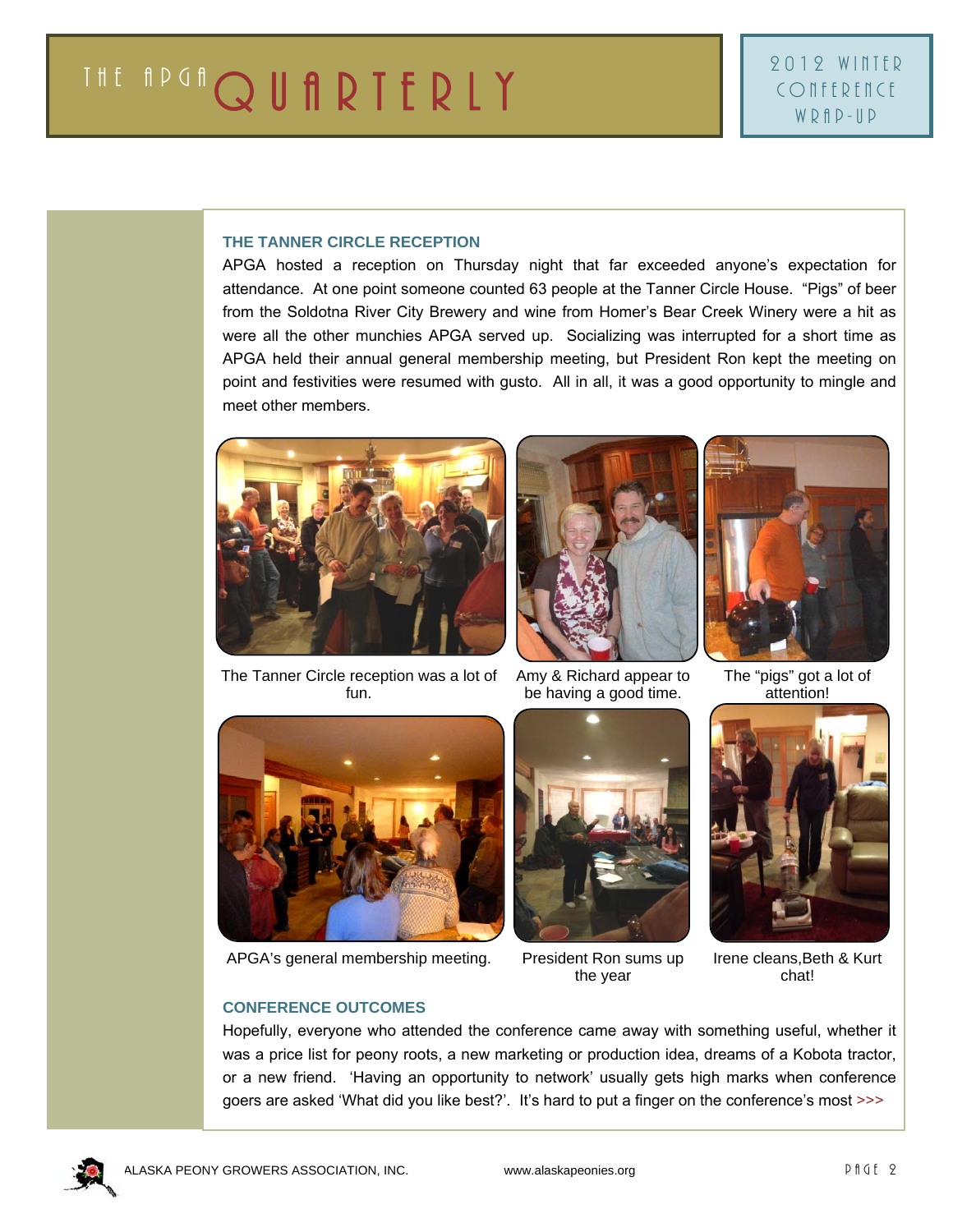## THE TANNER CIRCLE RECEPTION

APGA hosted a reception on Thursday night that far exceeded anyone's expectation for attendance. At one point someone counted 63 people at the Tanner Circle House. "Pigs" of beer from the Soldotna River City Brewery and wine from Homer's Bear Creek Winery were a hit as were all the other munchies APGA served up. Socializing was interrupted for a short time as APGA held their annual general membership meeting, but President Ron kept the meeting on point and festivities were resumed with gusto. All in all, it was a good opportunity to mingle and meet other members.

The Tanner Circle reception was a lot of fun.

Amy & Richard appear to be having a good time.

The "pigs" got a lot of attention!

APGA's general membership meeting.

President Ron sums up the year

Irene cleans,Beth & Kurt chat!

## CONFERENCE OUTCOMES

Hopefully, everyone who attended the conference came away with something useful, whether it was a price list for peony roots, a new marketing or production idea, dreams of a Kobota tractor, or a new friend. 'Having an opportunity to network' usually gets high marks when conference goers are asked 'What did you like best?'. It's hard to put a finger on the conference's most >>>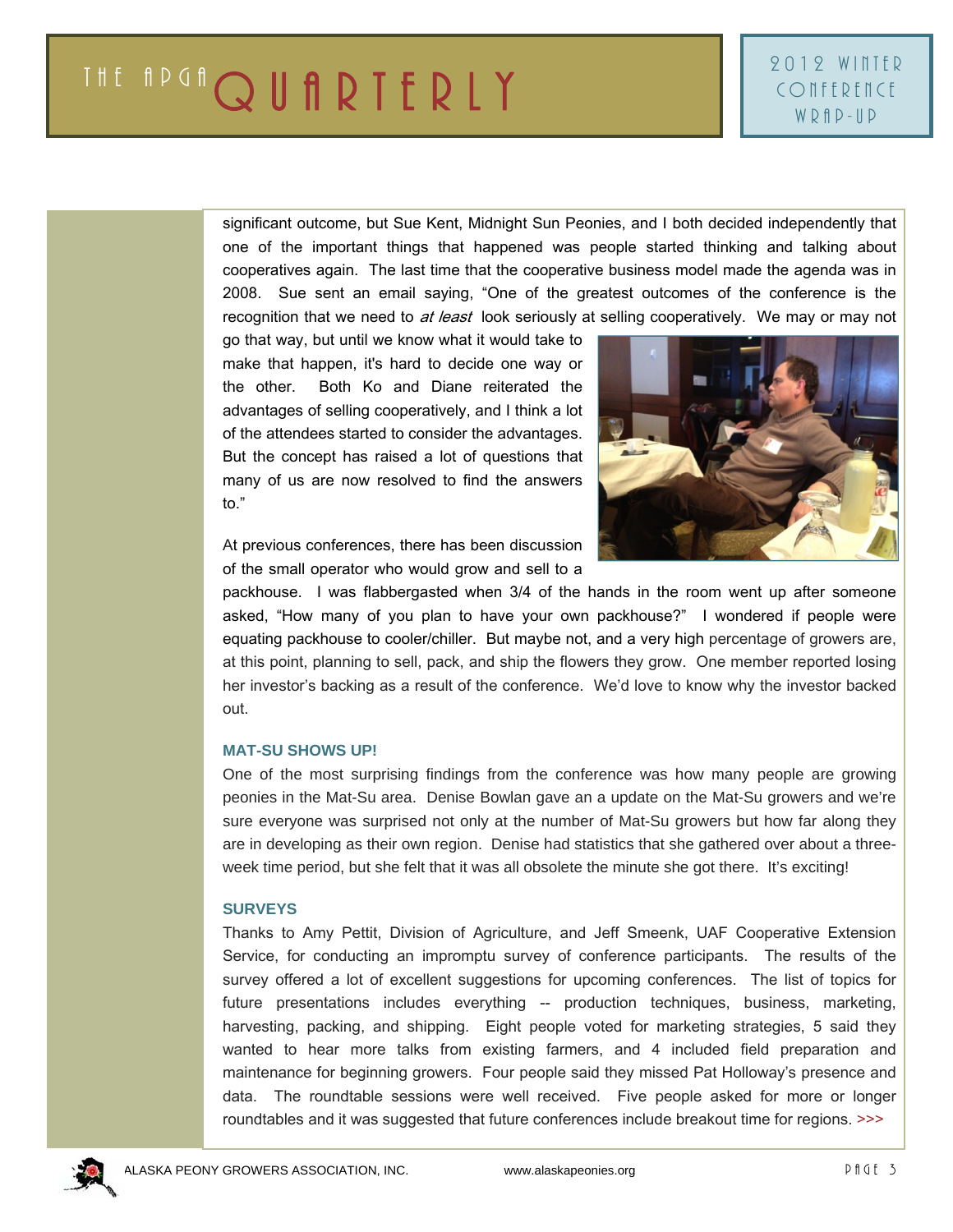significant outcome, but Sue Kent, Midnight Sun Peonies, and I both decided independently that one of the important things that happened was people started thinking and talking about cooperatives again. The last time that the cooperative business model made the agenda was in 2008. Sue sent an email saying, "One of the greatest outcomes of the conference is the recognition that we need to *at least* look seriously at selling cooperatively. We may or may not go that way, but until we know what it would take to make that happen, it's hard to decide one way or the other. Both Ko and Diane reiterated the advantages of selling cooperatively, and I think a lot of the attendees started to consider the advantages. But the concept has raised a lot of questions that many of us are now resolved to find the answers to."

At previous conferences, there has been discussion of the small operator who would grow and sell to a packhouse. I was flabbergasted when 3/4 of the hands in the room went up after someone asked, "How many of you plan to have your own packhouse?" I wondered if people were equating packhouse to cooler/chiller. But maybe not, and a very high percentage of growers are, at this point, planning to sell, pack, and ship the flowers they grow. One member reported losing her investor's backing as a result of the conference. We'd love to know why the investor backed out.

### MAT-SU SHOWS UP!

One of the most surprising findings from the conference was how many people are growing peonies in the Mat-Su area. Denise Bowlan gave an a update on the Mat-Su growers and we're sure everyone was surprised not only at the number of Mat-Su growers but how far along they are in developing as their own region. Denise had statistics that she gathered over about a three-week time period, but she felt that it was all obsolete the minute she got there. It's exciting!

### SURVEYS

Thanks to Amy Pettit, Division of Agriculture, and Jeff Smeenk, UAF Cooperative Extension Service, for conducting an impromptu survey of conference participants. The results of the survey offered a lot of excellent suggestions for upcoming conferences. The list of topics for future presentations includes everything -- production techniques, business, marketing, harvesting, packing, and shipping. Eight people voted for marketing strategies, 5 said they wanted to hear more talks from existing farmers, and 4 included field preparation and maintenance for beginning growers. Four people said they missed Pat Holloway's presence and data. The roundtable sessions were well received. Five people asked for more or longer roundtables and it was suggested that future conferences include breakout time for regions. >>>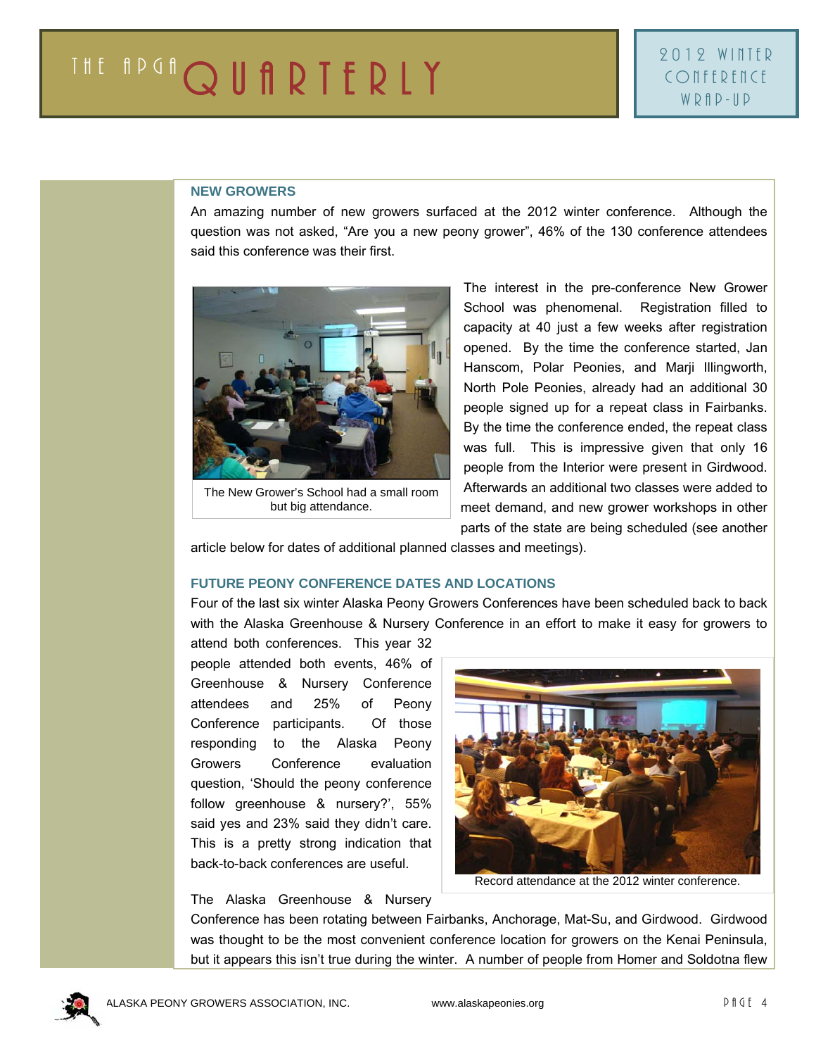## NEW GROWERS

An amazing number of new growers surfaced at the 2012 winter conference. Although the question was not asked, "Are you a new peony grower", 46% of the 130 conference attendees said this conference was their first.

The New Grower's School had a small room but big attendance.

The interest in the pre-conference New Grower School was phenomenal. Registration filled to capacity at 40 just a few weeks after registration opened. By the time the conference started, Jan Hanscom, Polar Peonies, and Marji Illingworth, North Pole Peonies, already had an additional 30 people signed up for a repeat class in Fairbanks. By the time the conference ended, the repeat class was full. This is impressive given that only 16 people from the Interior were present in Girdwood. Afterwards an additional two classes were added to meet demand, and new grower workshops in other parts of the state are being scheduled (see another article below for dates of additional planned classes and meetings).

## FUTURE PEONY CONFERENCE DATES AND LOCATIONS

Four of the last six winter Alaska Peony Growers Conferences have been scheduled back to back with the Alaska Greenhouse & Nursery Conference in an effort to make it easy for growers to attend both conferences. This year 32 people attended both events, 46% of Greenhouse & Nursery Conference attendees and 25% of Peony Conference participants. Of those responding to the Alaska Peony Growers Conference evaluation question, 'Should the peony conference follow greenhouse & nursery?', 55% said yes and 23% said they didn't care. This is a pretty strong indication that back-to-back conferences are useful.

Record attendance at the 2012 winter conference.

The Alaska Greenhouse & Nursery Conference has been rotating between Fairbanks, Anchorage, Mat-Su, and Girdwood. Girdwood was thought to be the most convenient conference location for growers on the Kenai Peninsula, but it appears this isn't true during the winter. A number of people from Homer and Soldotna flew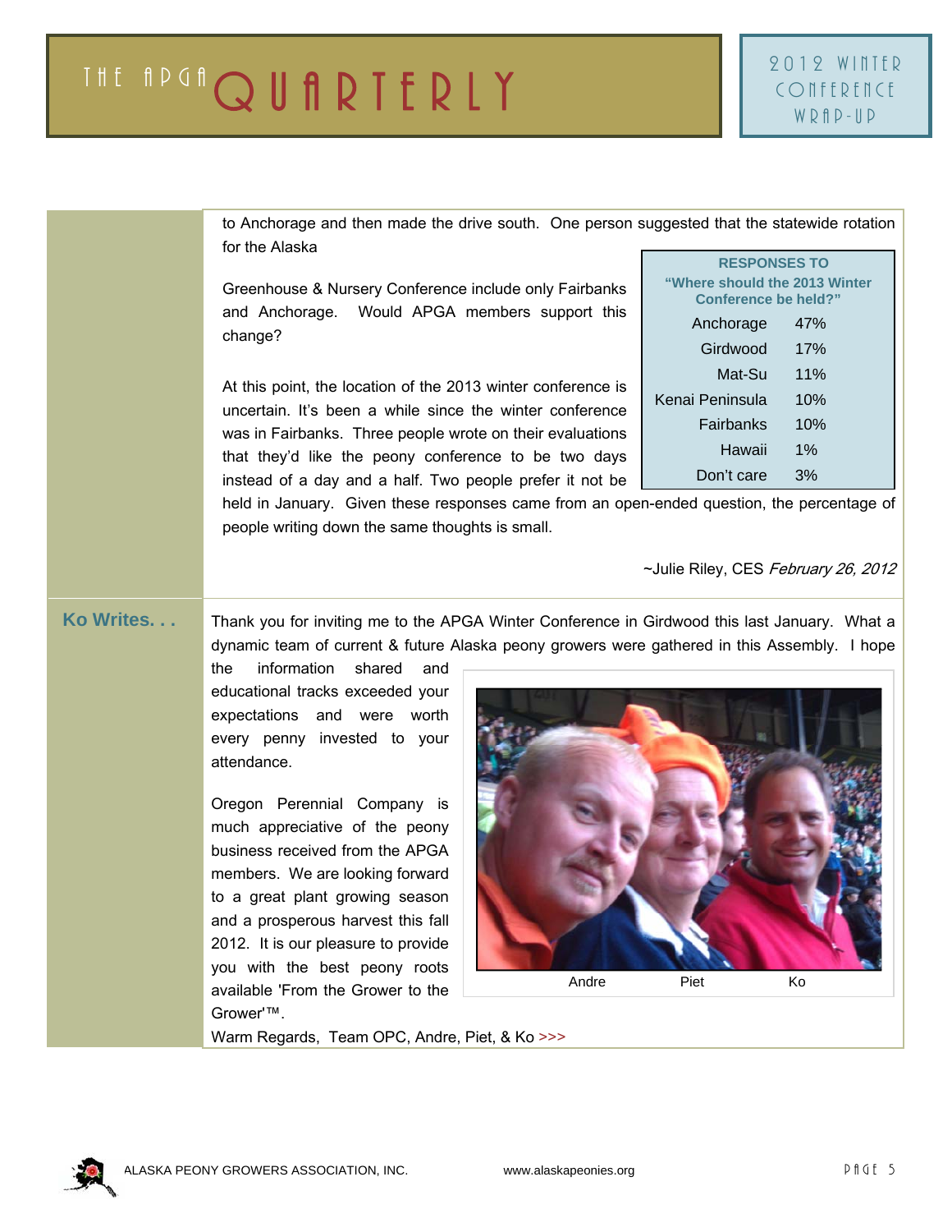to Anchorage and then made the drive south. One person suggested that the statewide rotation for the Alaska Greenhouse & Nursery Conference include only Fairbanks and Anchorage. Would APGA members support this change?

| RESPONSES TO "Where should the 2013 Winter Conference be held?" | |
|---|---|
| Anchorage | 47% |
| Girdwood | 17% |
| Mat-Su | 11% |
| Kenai Peninsula | 10% |
| Fairbanks | 10% |
| Hawaii | 1% |
| Don't care | 3% |

At this point, the location of the 2013 winter conference is uncertain. It's been a while since the winter conference was in Fairbanks. Three people wrote on their evaluations that they'd like the peony conference to be two days instead of a day and a half. Two people prefer it not be held in January. Given these responses came from an open-ended question, the percentage of people writing down the same thoughts is small.

~Julie Riley, CES *February 26, 2012*

## Ko Writes. . .

Thank you for inviting me to the APGA Winter Conference in Girdwood this last January. What a dynamic team of current & future Alaska peony growers were gathered in this Assembly. I hope the information shared and educational tracks exceeded your expectations and were worth every penny invested to your attendance.

Oregon Perennial Company is much appreciative of the peony business received from the APGA members. We are looking forward to a great plant growing season and a prosperous harvest this fall 2012. It is our pleasure to provide you with the best peony roots available 'From the Grower to the Grower'™.

Andre Piet Ko

Warm Regards, Team OPC, Andre, Piet, & Ko >>>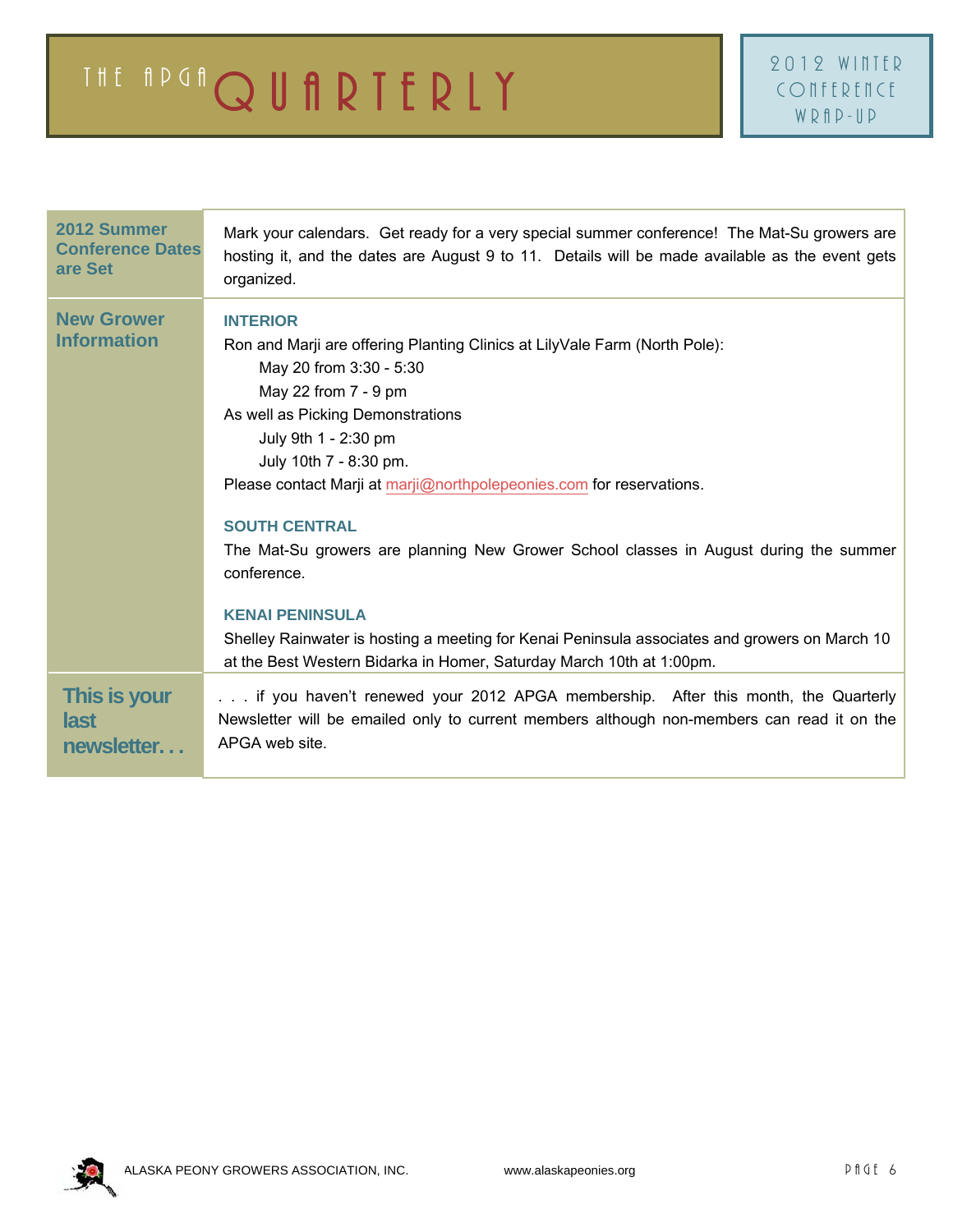## 2012 Summer Conference Dates are Set

Mark your calendars. Get ready for a very special summer conference! The Mat-Su growers are hosting it, and the dates are August 9 to 11. Details will be made available as the event gets organized.

## New Grower Information

**INTERIOR**

Ron and Marji are offering Planting Clinics at LilyVale Farm (North Pole):

- May 20 from 3:30 - 5:30
- May 22 from 7 - 9 pm

As well as Picking Demonstrations

- July 9th 1 - 2:30 pm
- July 10th 7 - 8:30 pm.

Please contact Marji at marji@northpolepeonies.com for reservations.

**SOUTH CENTRAL**

The Mat-Su growers are planning New Grower School classes in August during the summer conference.

**KENAI PENINSULA**

Shelley Rainwater is hosting a meeting for Kenai Peninsula associates and growers on March 10 at the Best Western Bidarka in Homer, Saturday March 10th at 1:00pm.

## This is your last newsletter. . .

. . . if you haven't renewed your 2012 APGA membership. After this month, the Quarterly Newsletter will be emailed only to current members although non-members can read it on the APGA web site.